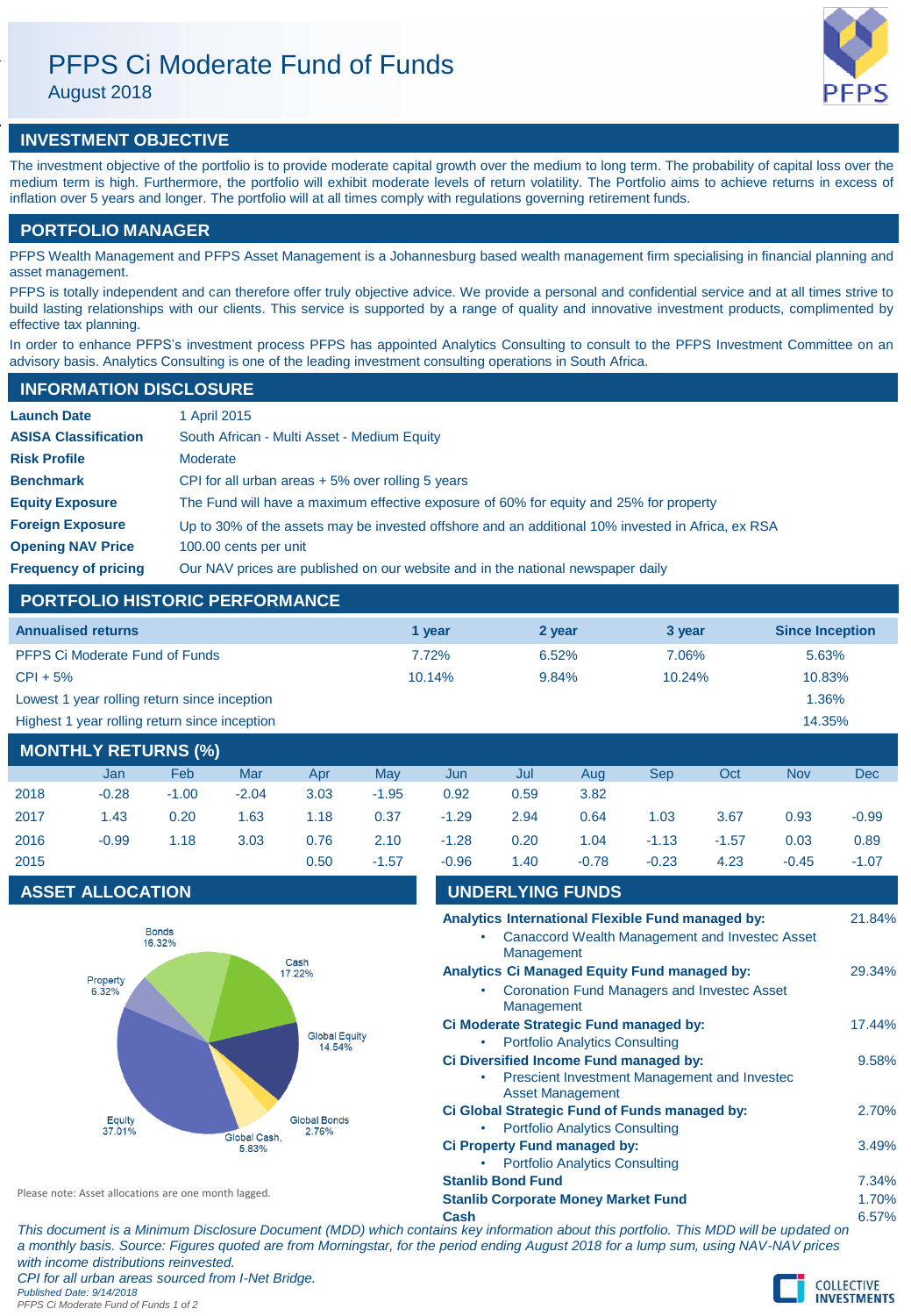# PFPS Ci Moderate Fund of Funds

August 2018

## INVESTMENT OBJECTIVE

The investment objective of the portfolio is to provide moderate capital growth over the medium to long term. The probability of capital loss over the medium term is high. Furthermore, the portfolio will exhibit moderate levels of return volatility. The Portfolio aims to achieve returns in excess of inflation over 5 years and longer. The portfolio will at all times comply with regulations governing retirement funds.

## PORTFOLIO MANAGER

PFPS Wealth Management and PFPS Asset Management is a Johannesburg based wealth management firm specialising in financial planning and asset management.

PFPS is totally independent and can therefore offer truly objective advice. We provide a personal and confidential service and at all times strive to build lasting relationships with our clients. This service is supported by a range of quality and innovative investment products, complimented by effective tax planning.

In order to enhance PFPS's investment process PFPS has appointed Analytics Consulting to consult to the PFPS Investment Committee on an advisory basis. Analytics Consulting is one of the leading investment consulting operations in South Africa.

## INFORMATION DISCLOSURE

| | |
|---|---|
| **Launch Date** | 1 April 2015 |
| **ASISA Classification** | South African - Multi Asset - Medium Equity |
| **Risk Profile** | Moderate |
| **Benchmark** | CPI for all urban areas + 5% over rolling 5 years |
| **Equity Exposure** | The Fund will have a maximum effective exposure of 60% for equity and 25% for property |
| **Foreign Exposure** | Up to 30% of the assets may be invested offshore and an additional 10% invested in Africa, ex RSA |
| **Opening NAV Price** | 100.00 cents per unit |
| **Frequency of pricing** | Our NAV prices are published on our website and in the national newspaper daily |

## PORTFOLIO HISTORIC PERFORMANCE

| Annualised returns | 1 year | 2 year | 3 year | Since Inception |
|---|---|---|---|---|
| PFPS Ci Moderate Fund of Funds | 7.72% | 6.52% | 7.06% | 5.63% |
| CPI + 5% | 10.14% | 9.84% | 10.24% | 10.83% |
| Lowest 1 year rolling return since inception | | | | 1.36% |
| Highest 1 year rolling return since inception | | | | 14.35% |

## MONTHLY RETURNS (%)

| | Jan | Feb | Mar | Apr | May | Jun | Jul | Aug | Sep | Oct | Nov | Dec |
|---|---|---|---|---|---|---|---|---|---|---|---|---|
| 2018 | -0.28 | -1.00 | -2.04 | 3.03 | -1.95 | 0.92 | 0.59 | 3.82 | | | | |
| 2017 | 1.43 | 0.20 | 1.63 | 1.18 | 0.37 | -1.29 | 2.94 | 0.64 | 1.03 | 3.67 | 0.93 | -0.99 |
| 2016 | -0.99 | 1.18 | 3.03 | 0.76 | 2.10 | -1.28 | 0.20 | 1.04 | -1.13 | -1.57 | 0.03 | 0.89 |
| 2015 | | | | 0.50 | -1.57 | -0.96 | 1.40 | -0.78 | -0.23 | 4.23 | -0.45 | -1.07 |

## ASSET ALLOCATION

| Asset | Allocation |
|---|---|
| Bonds | 16.32% |
| Cash | 17.22% |
| Global Equity | 14.54% |
| Global Bonds | 2.75% |
| Global Cash | 5.83% |
| Equity | 37.01% |
| Property | 6.32% |

Please note: Asset allocations are one month lagged.

## UNDERLYING FUNDS

| Fund | Weight |
|---|---|
| **Analytics International Flexible Fund managed by:** <br> • Canaccord Wealth Management and Investec Asset Management | 21.84% |
| **Analytics Ci Managed Equity Fund managed by:** <br> • Coronation Fund Managers and Investec Asset Management | 29.34% |
| **Ci Moderate Strategic Fund managed by:** <br> • Portfolio Analytics Consulting | 17.44% |
| **Ci Diversified Income Fund managed by:** <br> • Prescient Investment Management and Investec Asset Management | 9.58% |
| **Ci Global Strategic Fund of Funds managed by:** <br> • Portfolio Analytics Consulting | 2.70% |
| **Ci Property Fund managed by:** <br> • Portfolio Analytics Consulting | 3.49% |
| **Stanlib Bond Fund** | 7.34% |
| **Stanlib Corporate Money Market Fund** | 1.70% |
| **Cash** | 6.57% |

*This document is a Minimum Disclosure Document (MDD) which contains key information about this portfolio. This MDD will be updated on a monthly basis. Source: Figures quoted are from Morningstar, for the period ending August 2018 for a lump sum, using NAV-NAV prices with income distributions reinvested.*

*CPI for all urban areas sourced from I-Net Bridge.*

*Published Date: 9/14/2018*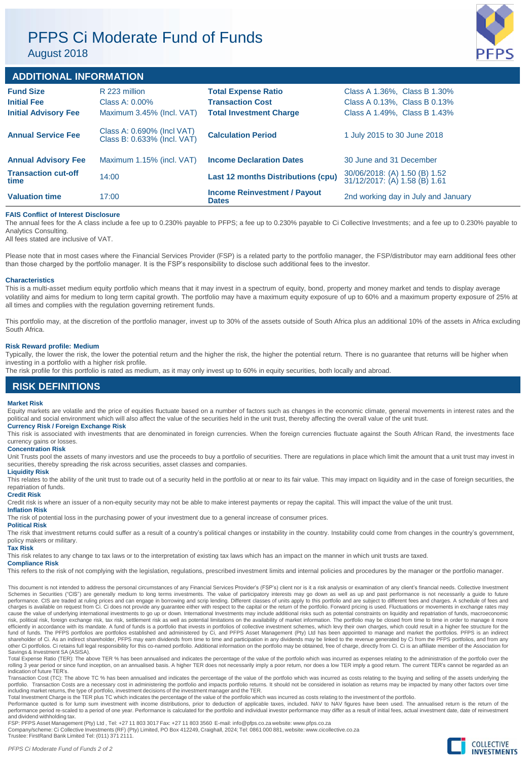# PFPS Ci Moderate Fund of Funds

August 2018

## ADDITIONAL INFORMATION

| | | | |
|---|---|---|---|
| **Fund Size** | R 223 million | **Total Expense Ratio** | Class A 1.36%, Class B 1.30% |
| **Initial Fee** | Class A: 0.00% | **Transaction Cost** | Class A 0.13%, Class B 0.13% |
| **Initial Advisory Fee** | Maximum 3.45% (Incl. VAT) | **Total Investment Charge** | Class A 1.49%, Class B 1.43% |
| **Annual Service Fee** | Class A: 0.690% (Incl VAT) Class B: 0.633% (Incl. VAT) | **Calculation Period** | 1 July 2015 to 30 June 2018 |
| **Annual Advisory Fee** | Maximum 1.15% (incl. VAT) | **Income Declaration Dates** | 30 June and 31 December |
| **Transaction cut-off time** | 14:00 | **Last 12 months Distributions (cpu)** | 30/06/2018: (A) 1.50 (B) 1.52 31/12/2017: (A) 1.58 (B) 1.61 |
| **Valuation time** | 17:00 | **Income Reinvestment / Payout Dates** | 2nd working day in July and January |

**FAIS Conflict of Interest Disclosure**

The annual fees for the A class include a fee up to 0.230% payable to PFPS; a fee up to 0.230% payable to Ci Collective Investments; and a fee up to 0.230% payable to Analytics Consulting.
All fees stated are inclusive of VAT.

Please note that in most cases where the Financial Services Provider (FSP) is a related party to the portfolio manager, the FSP/distributor may earn additional fees other than those charged by the portfolio manager. It is the FSP's responsibility to disclose such additional fees to the investor.

**Characteristics**

This is a multi-asset medium equity portfolio which means that it may invest in a spectrum of equity, bond, property and money market and tends to display average volatility and aims for medium to long term capital growth. The portfolio may have a maximum equity exposure of up to 60% and a maximum property exposure of 25% at all times and complies with the regulation governing retirement funds.

This portfolio may, at the discretion of the portfolio manager, invest up to 30% of the assets outside of South Africa plus an additional 10% of the assets in Africa excluding South Africa.

**Risk Reward profile: Medium**

Typically, the lower the risk, the lower the potential return and the higher the risk, the higher the potential return. There is no guarantee that returns will be higher when investing in a portfolio with a higher risk profile.
The risk profile for this portfolio is rated as medium, as it may only invest up to 60% in equity securities, both locally and abroad.

## RISK DEFINITIONS

**Market Risk**

Equity markets are volatile and the price of equities fluctuate based on a number of factors such as changes in the economic climate, general movements in interest rates and the political and social environment which will also affect the value of the securities held in the unit trust, thereby affecting the overall value of the unit trust.

**Currency Risk / Foreign Exchange Risk**

This risk is associated with investments that are denominated in foreign currencies. When the foreign currencies fluctuate against the South African Rand, the investments face currency gains or losses.

**Concentration Risk**

Unit Trusts pool the assets of many investors and use the proceeds to buy a portfolio of securities. There are regulations in place which limit the amount that a unit trust may invest in securities, thereby spreading the risk across securities, asset classes and companies.

**Liquidity Risk**

This relates to the ability of the unit trust to trade out of a security held in the portfolio at or near to its fair value. This may impact on liquidity and in the case of foreign securities, the repatriation of funds.

**Credit Risk**

Credit risk is where an issuer of a non-equity security may not be able to make interest payments or repay the capital. This will impact the value of the unit trust.

**Inflation Risk**

The risk of potential loss in the purchasing power of your investment due to a general increase of consumer prices.

**Political Risk**

The risk that investment returns could suffer as a result of a country's political changes or instability in the country. Instability could come from changes in the country's government, policy makers or military.

**Tax Risk**

This risk relates to any change to tax laws or to the interpretation of existing tax laws which has an impact on the manner in which unit trusts are taxed.

**Compliance Risk**

This refers to the risk of not complying with the legislation, regulations, prescribed investment limits and internal policies and procedures by the manager or the portfolio manager.

This document is not intended to address the personal circumstances of any Financial Services Provider's (FSP's) client nor is it a risk analysis or examination of any client's financial needs. Collective Investment Schemes in Securities ("CIS") are generally medium to long terms investments. The value of participatory interests may go down as well as up and past performance is not necessarily a guide to future performance. CIS are traded at ruling prices and can engage in borrowing and scrip lending. Different classes of units apply to this portfolio and are subject to different fees and charges. A schedule of fees and charges is available on request from Ci. Ci does not provide any guarantee either with respect to the capital or the return of the portfolio. Forward pricing is used. Fluctuations or movements in exchange rates may cause the value of underlying international investments to go up or down. International Investments may include additional risks such as potential constraints on liquidity and repatriation of funds, macroeconomic risk, political risk, foreign exchange risk, tax risk, settlement risk as well as potential limitations on the availability of market information. The portfolio may be closed from time to time in order to manage it more efficiently in accordance with its mandate. A fund of funds is a portfolio that invests in portfolios of collective investment schemes, which levy their own charges, which could result in a higher fee structure for the fund of funds. The PFPS portfolios are portfolios established and administered by Ci, and PFPS Asset Management (Pty) Ltd has been appointed to manage and market the portfolios. PFPS is an indirect shareholder of Ci. As an indirect shareholder, PFPS may earn dividends from time to time and participation in any dividends may be linked to the revenue generated by Ci from the PFPS portfolios, and from any other Ci portfolios. Ci retains full legal responsibility for this co-named portfolio. Additional information on the portfolio may be obtained, free of charge, directly from Ci. Ci is an affiliate member of the Association for Savings & Investment SA (ASISA).

Total Expense Ratio (TER): The above TER % has been annualised and indicates the percentage of the value of the portfolio which was incurred as expenses relating to the administration of the portfolio over the rolling 3 year period or since fund inception, on an annualised basis. A higher TER does not necessarily imply a poor return, nor does a low TER imply a good return. The current TER's cannot be regarded as an indication of future TER's.

Transaction Cost (TC): The above TC % has been annualised and indicates the percentage of the value of the portfolio which was incurred as costs relating to the buying and selling of the assets underlying the portfolio. Transaction Costs are a necessary cost in administering the portfolio and impacts portfolio returns. It should not be considered in isolation as returns may be impacted by many other factors over time including market returns, the type of portfolio, investment decisions of the investment manager and the TER.

Total Investment Charge is the TER plus TC which indicates the percentage of the value of the portfolio which was incurred as costs relating to the investment of the portfolio.

Performance quoted is for lump sum investment with income distributions, prior to deduction of applicable taxes, included. NAV to NAV figures have been used. The annualised return is the return of the performance period re-scaled to a period of one year. Performance is calculated for the portfolio and individual investor performance may differ as a result of initial fees, actual investment date, date of reinvestment and dividend withholding tax.

FSP: PFPS Asset Management (Pty) Ltd , Tel: +27 11 803 3017 Fax: +27 11 803 3560 E-mail: info@pfps.co.za website: www.pfps.co.za
Company/scheme: Ci Collective Investments (RF) (Pty) Limited, PO Box 412249, Craighall, 2024; Tel: 0861 000 881, website: www.cicollective.co.za
Trustee: FirstRand Bank Limited Tel: (011) 371 2111.